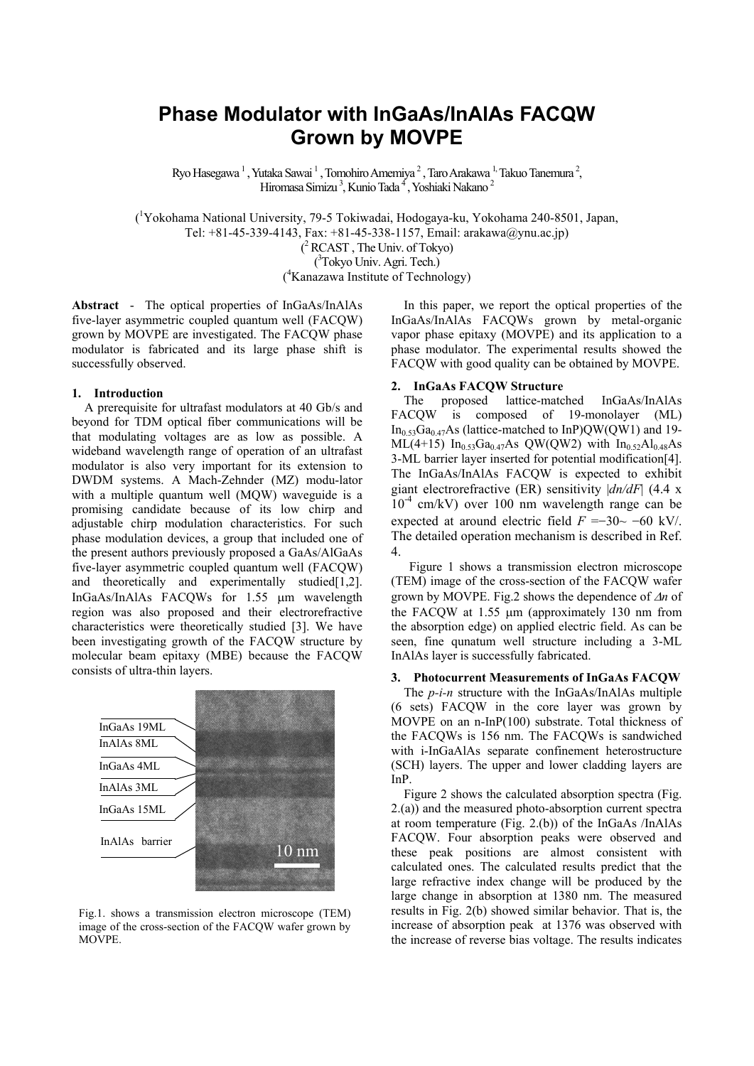# Phase Modulator with InGaAs/InAlAs FACQW Grown by MOVPE

Ryo Hasegawa [1], Yutaka Sawai [1], Tomohiro Amemiya [2], Taro Arakawa [1], Takuo Tanemura [2], Hiromasa Simizu [3], Kunio Tada [4], Yoshiaki Nakano [2]

([1]Yokohama National University, 79-5 Tokiwadai, Hodogaya-ku, Yokohama 240-8501, Japan,
Tel: +81-45-339-4143, Fax: +81-45-338-1157, Email: arakawa@ynu.ac.jp)
([2] RCAST , The Univ. of Tokyo)
([3]Tokyo Univ. Agri. Tech.)
([4]Kanazawa Institute of Technology)

**Abstract** - The optical properties of InGaAs/InAlAs five-layer asymmetric coupled quantum well (FACQW) grown by MOVPE are investigated. The FACQW phase modulator is fabricated and its large phase shift is successfully observed.

## 1. Introduction

A prerequisite for ultrafast modulators at 40 Gb/s and beyond for TDM optical fiber communications will be that modulating voltages are as low as possible. A wideband wavelength range of operation of an ultrafast modulator is also very important for its extension to DWDM systems. A Mach-Zehnder (MZ) modu-lator with a multiple quantum well (MQW) waveguide is a promising candidate because of its low chirp and adjustable chirp modulation characteristics. For such phase modulation devices, a group that included one of the present authors previously proposed a GaAs/AlGaAs five-layer asymmetric coupled quantum well (FACQW) and theoretically and experimentally studied[1,2]. InGaAs/InAlAs FACQWs for 1.55 μm wavelength region was also proposed and their electrorefractive characteristics were theoretically studied [3]. We have been investigating growth of the FACQW structure by molecular beam epitaxy (MBE) because the FACQW consists of ultra-thin layers.

InGaAs 19ML
InAlAs 8ML
InGaAs 4ML
InAlAs 3ML
InGaAs 15ML
InAlAs barrier
10 nm

Fig.1. shows a transmission electron microscope (TEM) image of the cross-section of the FACQW wafer grown by MOVPE.

In this paper, we report the optical properties of the InGaAs/InAlAs FACQWs grown by metal-organic vapor phase epitaxy (MOVPE) and its application to a phase modulator. The experimental results showed the FACQW with good quality can be obtained by MOVPE.

## 2. InGaAs FACQW Structure

The proposed lattice-matched InGaAs/InAlAs FACQW is composed of 19-monolayer (ML) $In_{0.53}Ga_{0.47}As$ (lattice-matched to InP)QW(QW1) and 19-ML(4+15) $In_{0.53}Ga_{0.47}As$ QW(QW2) with $In_{0.52}Al_{0.48}As$ 3-ML barrier layer inserted for potential modification[4]. The InGaAs/InAlAs FACQW is expected to exhibit giant electrorefractive (ER) sensitivity $|dn/dF|$ (4.4 x $10^{-4}$ cm/kV) over 100 nm wavelength range can be expected at around electric field $F$ =−30~ −60 kV/. The detailed operation mechanism is described in Ref. 4.

Figure 1 shows a transmission electron microscope (TEM) image of the cross-section of the FACQW wafer grown by MOVPE. Fig.2 shows the dependence of $\Delta n$ of the FACQW at 1.55 μm (approximately 130 nm from the absorption edge) on applied electric field. As can be seen, fine qunatum well structure including a 3-ML InAlAs layer is successfully fabricated.

## 3. Photocurrent Measurements of InGaAs FACQW

The *p-i-n* structure with the InGaAs/InAlAs multiple (6 sets) FACQW in the core layer was grown by MOVPE on an n-InP(100) substrate. Total thickness of the FACQWs is 156 nm. The FACQWs is sandwiched with i-InGaAlAs separate confinement heterostructure (SCH) layers. The upper and lower cladding layers are InP.

Figure 2 shows the calculated absorption spectra (Fig. 2.(a)) and the measured photo-absorption current spectra at room temperature (Fig. 2.(b)) of the InGaAs /InAlAs FACQW. Four absorption peaks were observed and these peak positions are almost consistent with calculated ones. The calculated results predict that the large refractive index change will be produced by the large change in absorption at 1380 nm. The measured results in Fig. 2(b) showed similar behavior. That is, the increase of absorption peak at 1376 was observed with the increase of reverse bias voltage. The results indicates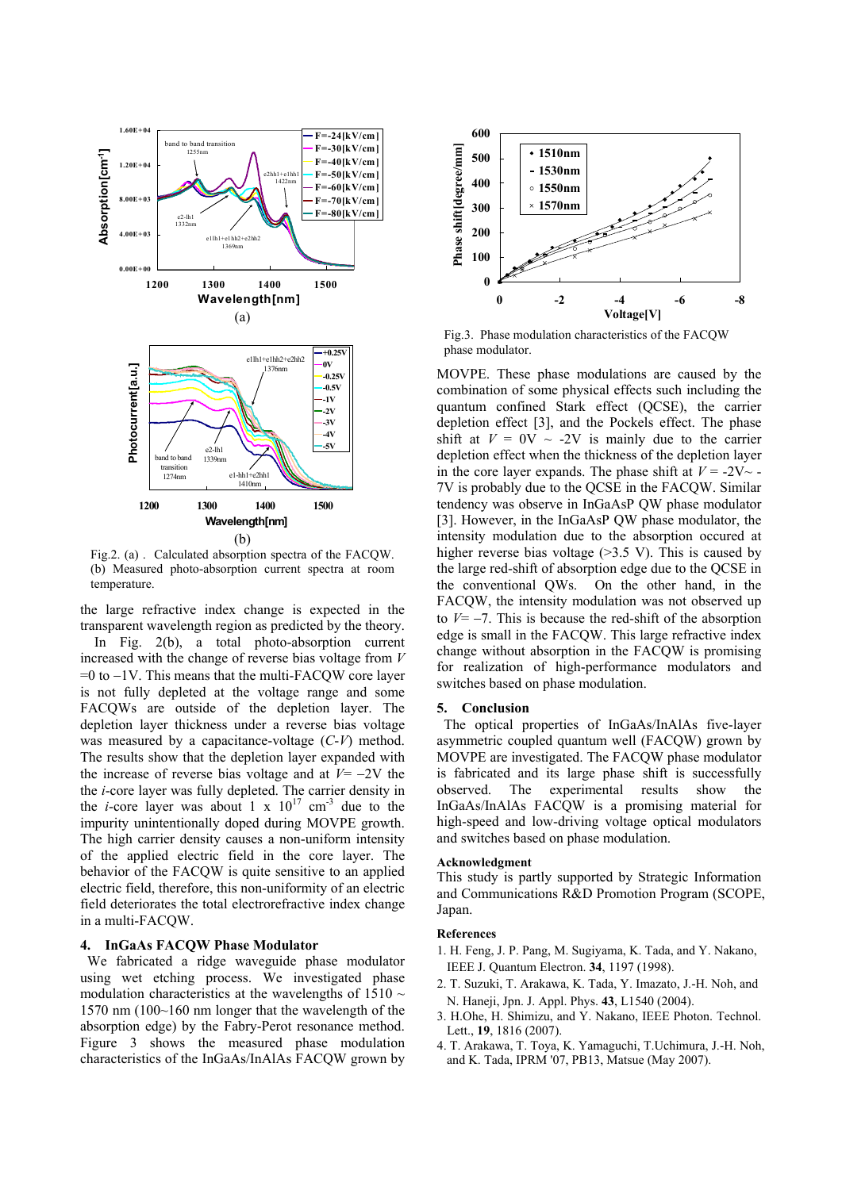1.60E+04
band to band transition
1255nm
1.20E+04
e2hh1+e1hh1
1422nm
8.00E+03
e2-lh1
1332nm
4.00E+03
e1lh1+e1hh2+e2hh2
1369nm
0.00E+00
1200 1300 1400 1500
Wavelength[nm]
Absorption[cm$^{-1}$]
F=-24[kV/cm]
F=-30[kV/cm]
F=-40[kV/cm]
F=-50[kV/cm]
F=-60[kV/cm]
F=-70[kV/cm]
F=-80[kV/cm]

(a)

Photocurrent[a.u.]
e1lh1+e1hh2+e2hh2
1376nm
band to band transition
1274nm
e2-lh1
1339nm
e1-hh1+e2hh1
1410nm
1200 1300 1400 1500
Wavelength[nm]
+0.25V
0V
-0.25V
-0.5V
-1V
-2V
-3V
-4V
-5V

(b)

Fig.2. (a) . Calculated absorption spectra of the FACQW. (b) Measured photo-absorption current spectra at room temperature.

the large refractive index change is expected in the transparent wavelength region as predicted by the theory.

In Fig. 2(b), a total photo-absorption current increased with the change of reverse bias voltage from $V$ =0 to −1V. This means that the multi-FACQW core layer is not fully depleted at the voltage range and some FACQWs are outside of the depletion layer. The depletion layer thickness under a reverse bias voltage was measured by a capacitance-voltage ($C$-$V$) method. The results show that the depletion layer expanded with the increase of reverse bias voltage and at $V$= −2V the the $i$-core layer was fully depleted. The carrier density in the $i$-core layer was about 1 x $10^{17}$ $cm^{-3}$ due to the impurity unintentionally doped during MOVPE growth. The high carrier density causes a non-uniform intensity of the applied electric field in the core layer. The behavior of the FACQW is quite sensitive to an applied electric field, therefore, this non-uniformity of an electric field deteriorates the total electrorefractive index change in a multi-FACQW.

## 4. InGaAs FACQW Phase Modulator

We fabricated a ridge waveguide phase modulator using wet etching process. We investigated phase modulation characteristics at the wavelengths of 1510 ~ 1570 nm (100~160 nm longer that the wavelength of the absorption edge) by the Fabry-Perot resonance method. Figure 3 shows the measured phase modulation characteristics of the InGaAs/InAlAs FACQW grown by

600
500
400
300
200
100
0
0 -2 -4 -6 -8
Voltage[V]
Phase shift[degree/mm]
1510nm
1530nm
1550nm
1570nm

Fig.3. Phase modulation characteristics of the FACQW phase modulator.

MOVPE. These phase modulations are caused by the combination of some physical effects such including the quantum confined Stark effect (QCSE), the carrier depletion effect [3], and the Pockels effect. The phase shift at $V$ = 0V ~ -2V is mainly due to the carrier depletion effect when the thickness of the depletion layer in the core layer expands. The phase shift at $V$ = -2V~ -7V is probably due to the QCSE in the FACQW. Similar tendency was observe in InGaAsP QW phase modulator [3]. However, in the InGaAsP QW phase modulator, the intensity modulation due to the absorption occured at higher reverse bias voltage (>3.5 V). This is caused by the large red-shift of absorption edge due to the QCSE in the conventional QWs. On the other hand, in the FACQW, the intensity modulation was not observed up to $V$= −7. This is because the red-shift of the absorption edge is small in the FACQW. This large refractive index change without absorption in the FACQW is promising for realization of high-performance modulators and switches based on phase modulation.

## 5. Conclusion

The optical properties of InGaAs/InAlAs five-layer asymmetric coupled quantum well (FACQW) grown by MOVPE are investigated. The FACQW phase modulator is fabricated and its large phase shift is successfully observed. The experimental results show the InGaAs/InAlAs FACQW is a promising material for high-speed and low-driving voltage optical modulators and switches based on phase modulation.

### Acknowledgment

This study is partly supported by Strategic Information and Communications R&D Promotion Program (SCOPE), Japan.

### References

1. H. Feng, J. P. Pang, M. Sugiyama, K. Tada, and Y. Nakano, IEEE J. Quantum Electron. **34**, 1197 (1998).
2. T. Suzuki, T. Arakawa, K. Tada, Y. Imazato, J.-H. Noh, and N. Haneji, Jpn. J. Appl. Phys. **43**, L1540 (2004).
3. H.Ohe, H. Shimizu, and Y. Nakano, IEEE Photon. Technol. Lett., **19**, 1816 (2007).
4. T. Arakawa, T. Toya, K. Yamaguchi, T.Uchimura, J.-H. Noh, and K. Tada, IPRM '07, PB13, Matsue (May 2007).